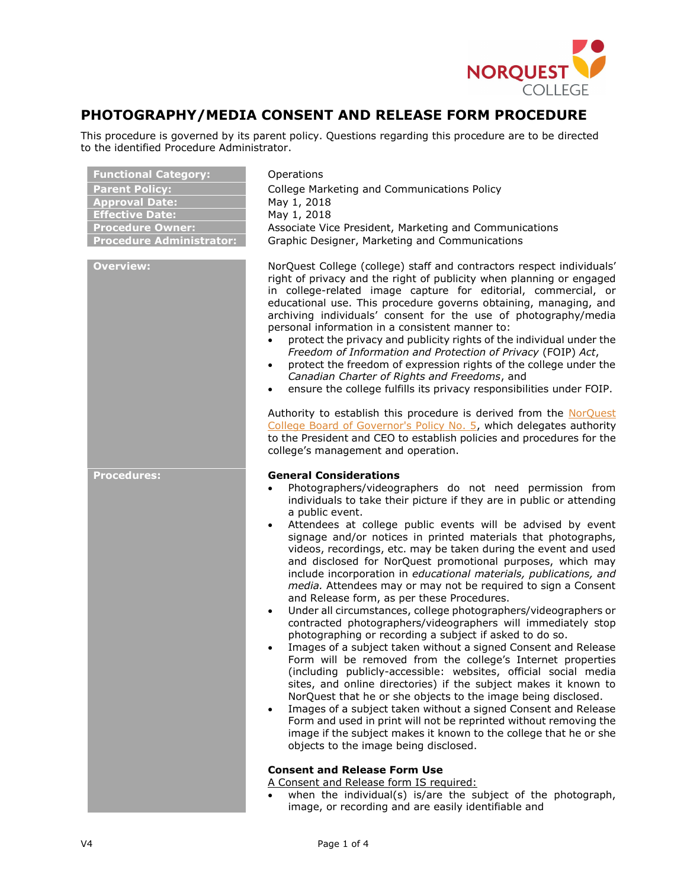# PHOTOGRAPHY/MEDIA CONSENT AND RELEASE FORM PROCEDURE

This procedure is governed by its parent policy. Questions regarding this procedure are to be directed to the identified Procedure Administrator.

| | |
|---|---|
| **Functional Category:** | Operations |
| **Parent Policy:** | College Marketing and Communications Policy |
| **Approval Date:** | May 1, 2018 |
| **Effective Date:** | May 1, 2018 |
| **Procedure Owner:** | Associate Vice President, Marketing and Communications |
| **Procedure Administrator:** | Graphic Designer, Marketing and Communications |

## Overview:

NorQuest College (college) staff and contractors respect individuals' right of privacy and the right of publicity when planning or engaged in college-related image capture for editorial, commercial, or educational use. This procedure governs obtaining, managing, and archiving individuals' consent for the use of photography/media personal information in a consistent manner to:

- protect the privacy and publicity rights of the individual under the *Freedom of Information and Protection of Privacy* (FOIP) *Act*,
- protect the freedom of expression rights of the college under the *Canadian Charter of Rights and Freedoms*, and
- ensure the college fulfills its privacy responsibilities under FOIP.

Authority to establish this procedure is derived from the NorQuest College Board of Governor's Policy No. 5, which delegates authority to the President and CEO to establish policies and procedures for the college's management and operation.

## Procedures:

**General Considerations**

- Photographers/videographers do not need permission from individuals to take their picture if they are in public or attending a public event.
- Attendees at college public events will be advised by event signage and/or notices in printed materials that photographs, videos, recordings, etc. may be taken during the event and used and disclosed for NorQuest promotional purposes, which may include incorporation in *educational materials, publications, and media.* Attendees may or may not be required to sign a Consent and Release form, as per these Procedures.
- Under all circumstances, college photographers/videographers or contracted photographers/videographers will immediately stop photographing or recording a subject if asked to do so.
- Images of a subject taken without a signed Consent and Release Form will be removed from the college's Internet properties (including publicly-accessible: websites, official social media sites, and online directories) if the subject makes it known to NorQuest that he or she objects to the image being disclosed.
- Images of a subject taken without a signed Consent and Release Form and used in print will not be reprinted without removing the image if the subject makes it known to the college that he or she objects to the image being disclosed.

**Consent and Release Form Use**

A Consent and Release form IS required:

- when the individual(s) is/are the subject of the photograph, image, or recording and are easily identifiable and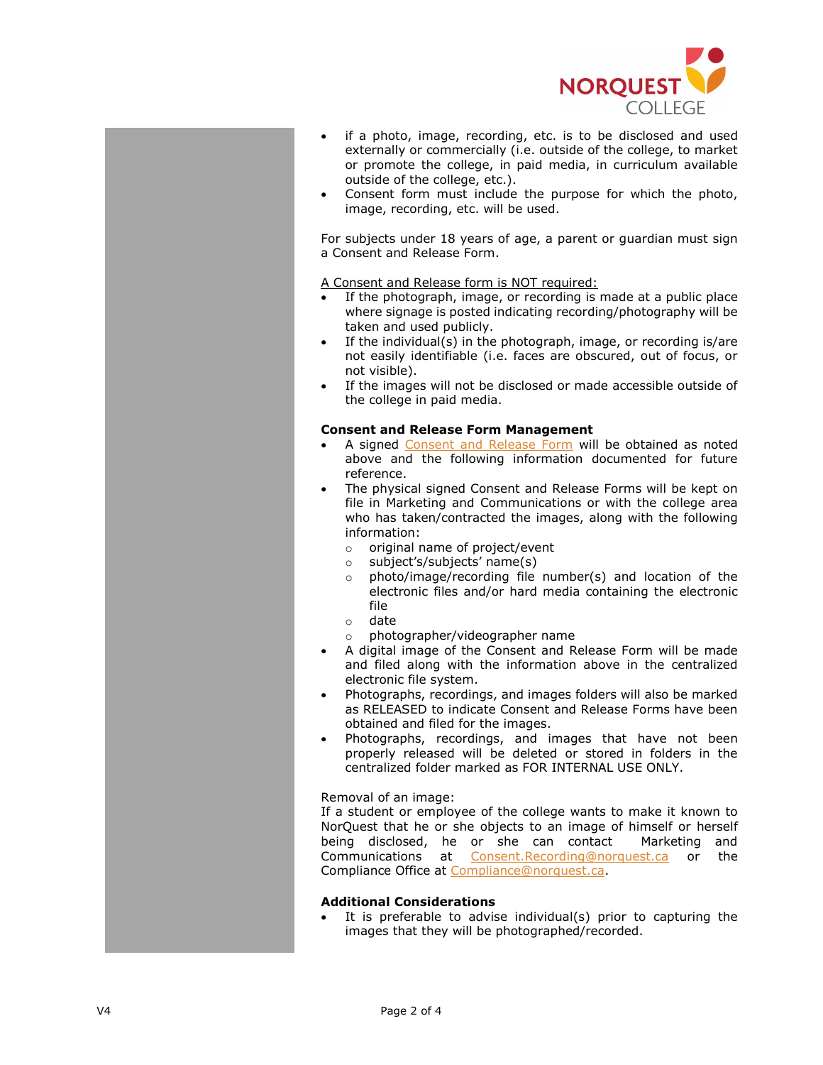- if a photo, image, recording, etc. is to be disclosed and used externally or commercially (i.e. outside of the college, to market or promote the college, in paid media, in curriculum available outside of the college, etc.).
- Consent form must include the purpose for which the photo, image, recording, etc. will be used.

For subjects under 18 years of age, a parent or guardian must sign a Consent and Release Form.

<u>A Consent and Release form is NOT required:</u>

- If the photograph, image, or recording is made at a public place where signage is posted indicating recording/photography will be taken and used publicly.
- If the individual(s) in the photograph, image, or recording is/are not easily identifiable (i.e. faces are obscured, out of focus, or not visible).
- If the images will not be disclosed or made accessible outside of the college in paid media.

**Consent and Release Form Management**

- A signed Consent and Release Form will be obtained as noted above and the following information documented for future reference.
- The physical signed Consent and Release Forms will be kept on file in Marketing and Communications or with the college area who has taken/contracted the images, along with the following information:
  - original name of project/event
  - subject's/subjects' name(s)
  - photo/image/recording file number(s) and location of the electronic files and/or hard media containing the electronic file
  - date
  - photographer/videographer name
- A digital image of the Consent and Release Form will be made and filed along with the information above in the centralized electronic file system.
- Photographs, recordings, and images folders will also be marked as RELEASED to indicate Consent and Release Forms have been obtained and filed for the images.
- Photographs, recordings, and images that have not been properly released will be deleted or stored in folders in the centralized folder marked as FOR INTERNAL USE ONLY.

Removal of an image:
If a student or employee of the college wants to make it known to NorQuest that he or she objects to an image of himself or herself being disclosed, he or she can contact Marketing and Communications at Consent.Recording@norquest.ca or the Compliance Office at Compliance@norquest.ca.

**Additional Considerations**

- It is preferable to advise individual(s) prior to capturing the images that they will be photographed/recorded.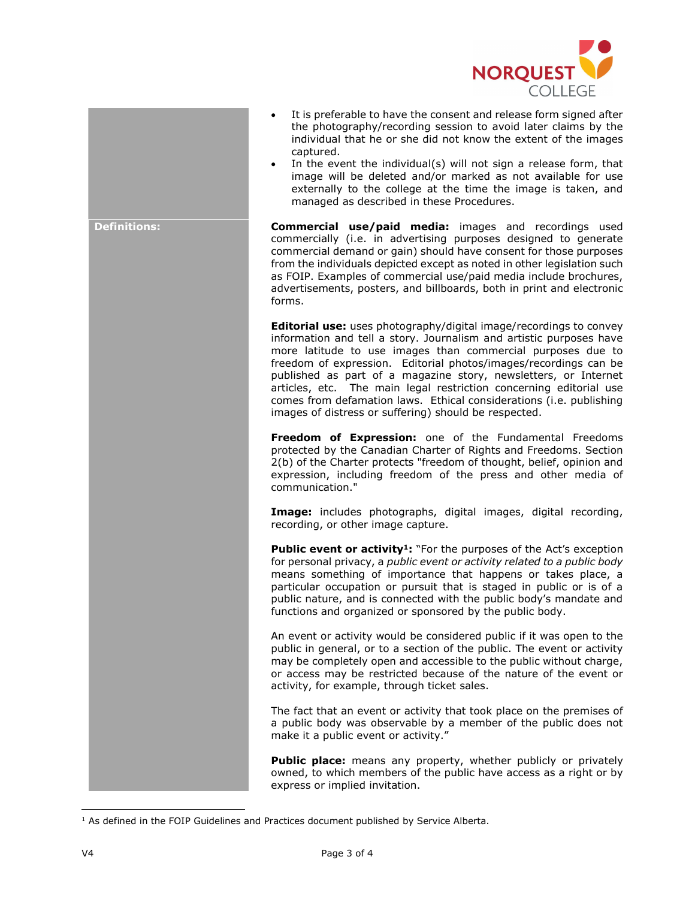- It is preferable to have the consent and release form signed after the photography/recording session to avoid later claims by the individual that he or she did not know the extent of the images captured.
- In the event the individual(s) will not sign a release form, that image will be deleted and/or marked as not available for use externally to the college at the time the image is taken, and managed as described in these Procedures.

**Definitions:**

**Commercial use/paid media:** images and recordings used commercially (i.e. in advertising purposes designed to generate commercial demand or gain) should have consent for those purposes from the individuals depicted except as noted in other legislation such as FOIP. Examples of commercial use/paid media include brochures, advertisements, posters, and billboards, both in print and electronic forms.

**Editorial use:** uses photography/digital image/recordings to convey information and tell a story. Journalism and artistic purposes have more latitude to use images than commercial purposes due to freedom of expression. Editorial photos/images/recordings can be published as part of a magazine story, newsletters, or Internet articles, etc. The main legal restriction concerning editorial use comes from defamation laws. Ethical considerations (i.e. publishing images of distress or suffering) should be respected.

**Freedom of Expression:** one of the Fundamental Freedoms protected by the Canadian Charter of Rights and Freedoms. Section 2(b) of the Charter protects "freedom of thought, belief, opinion and expression, including freedom of the press and other media of communication."

**Image:** includes photographs, digital images, digital recording, recording, or other image capture.

**Public event or activity[1]:** "For the purposes of the Act's exception for personal privacy, a *public event or activity related to a public body* means something of importance that happens or takes place, a particular occupation or pursuit that is staged in public or is of a public nature, and is connected with the public body's mandate and functions and organized or sponsored by the public body.

An event or activity would be considered public if it was open to the public in general, or to a section of the public. The event or activity may be completely open and accessible to the public without charge, or access may be restricted because of the nature of the event or activity, for example, through ticket sales.

The fact that an event or activity that took place on the premises of a public body was observable by a member of the public does not make it a public event or activity."

**Public place:** means any property, whether publicly or privately owned, to which members of the public have access as a right or by express or implied invitation.

[1] As defined in the FOIP Guidelines and Practices document published by Service Alberta.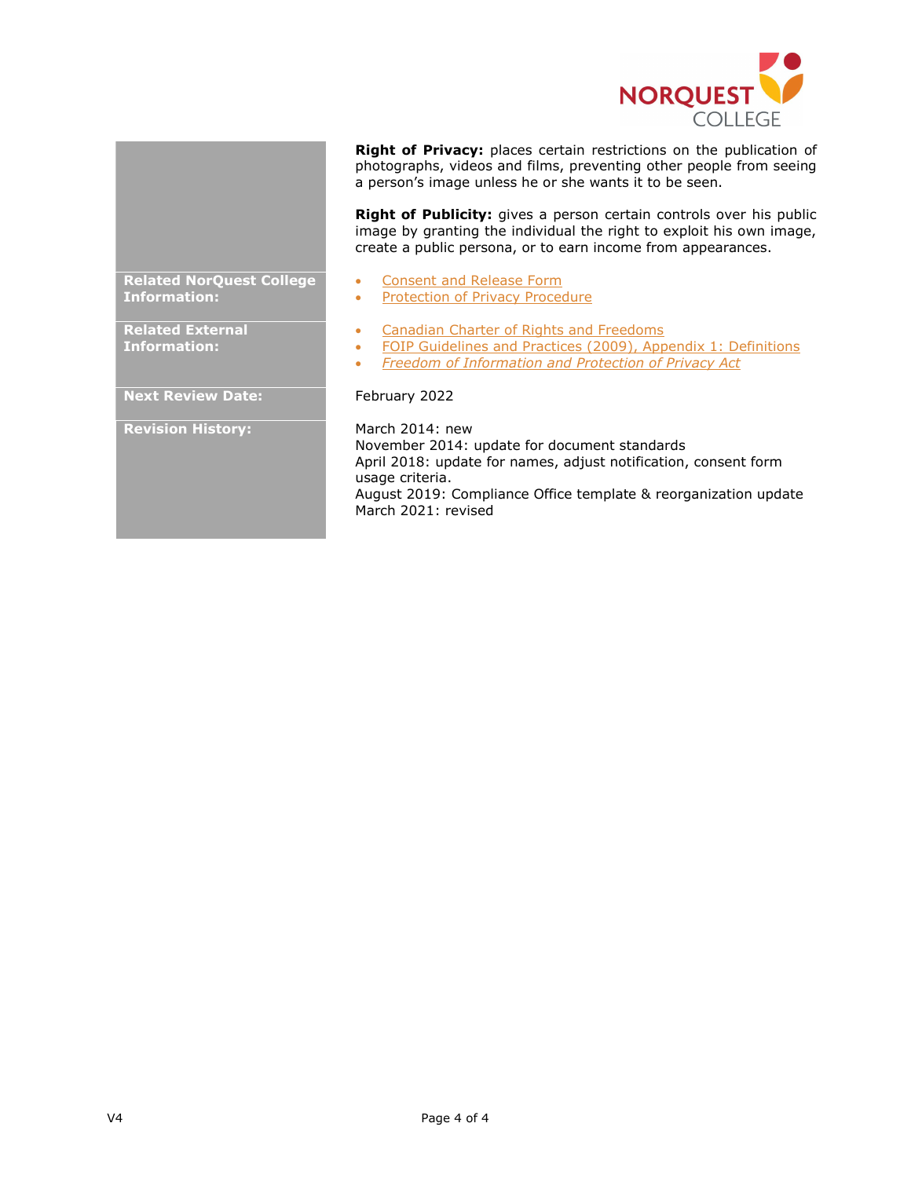| | |
|---|---|
| | **Right of Privacy:** places certain restrictions on the publication of photographs, videos and films, preventing other people from seeing a person's image unless he or she wants it to be seen.<br><br>**Right of Publicity:** gives a person certain controls over his public image by granting the individual the right to exploit his own image, create a public persona, or to earn income from appearances. |
| **Related NorQuest College Information:** | • Consent and Release Form<br>• Protection of Privacy Procedure |
| **Related External Information:** | • Canadian Charter of Rights and Freedoms<br>• FOIP Guidelines and Practices (2009), Appendix 1: Definitions<br>• *Freedom of Information and Protection of Privacy Act* |
| **Next Review Date:** | February 2022 |
| **Revision History:** | March 2014: new<br>November 2014: update for document standards<br>April 2018: update for names, adjust notification, consent form usage criteria.<br>August 2019: Compliance Office template & reorganization update<br>March 2021: revised |